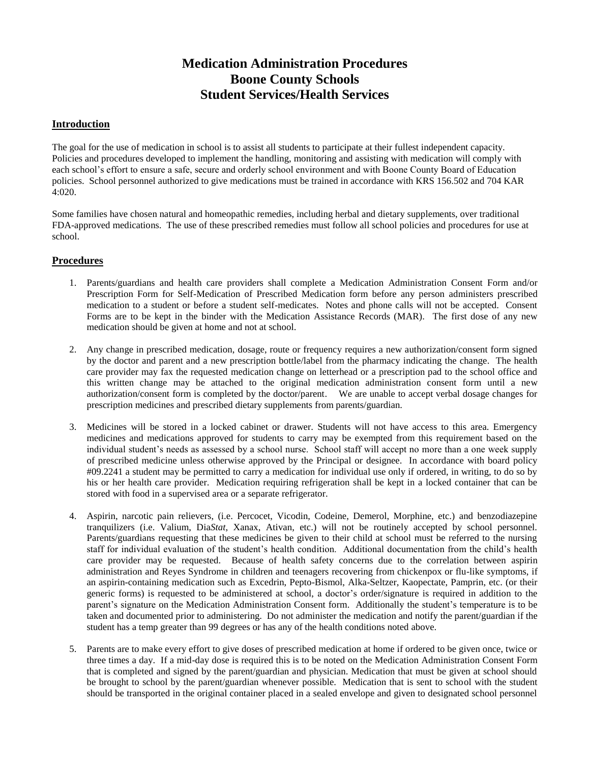# Medication Administration Procedures
# Boone County Schools
# Student Services/Health Services

## Introduction

The goal for the use of medication in school is to assist all students to participate at their fullest independent capacity. Policies and procedures developed to implement the handling, monitoring and assisting with medication will comply with each school's effort to ensure a safe, secure and orderly school environment and with Boone County Board of Education policies. School personnel authorized to give medications must be trained in accordance with KRS 156.502 and 704 KAR 4:020.

Some families have chosen natural and homeopathic remedies, including herbal and dietary supplements, over traditional FDA-approved medications. The use of these prescribed remedies must follow all school policies and procedures for use at school.

## Procedures

1. Parents/guardians and health care providers shall complete a Medication Administration Consent Form and/or Prescription Form for Self-Medication of Prescribed Medication form before any person administers prescribed medication to a student or before a student self-medicates. Notes and phone calls will not be accepted. Consent Forms are to be kept in the binder with the Medication Assistance Records (MAR). The first dose of any new medication should be given at home and not at school.

2. Any change in prescribed medication, dosage, route or frequency requires a new authorization/consent form signed by the doctor and parent and a new prescription bottle/label from the pharmacy indicating the change. The health care provider may fax the requested medication change on letterhead or a prescription pad to the school office and this written change may be attached to the original medication administration consent form until a new authorization/consent form is completed by the doctor/parent. We are unable to accept verbal dosage changes for prescription medicines and prescribed dietary supplements from parents/guardian.

3. Medicines will be stored in a locked cabinet or drawer. Students will not have access to this area. Emergency medicines and medications approved for students to carry may be exempted from this requirement based on the individual student's needs as assessed by a school nurse. School staff will accept no more than a one week supply of prescribed medicine unless otherwise approved by the Principal or designee. In accordance with board policy #09.2241 a student may be permitted to carry a medication for individual use only if ordered, in writing, to do so by his or her health care provider. Medication requiring refrigeration shall be kept in a locked container that can be stored with food in a supervised area or a separate refrigerator.

4. Aspirin, narcotic pain relievers, (i.e. Percocet, Vicodin, Codeine, Demerol, Morphine, etc.) and benzodiazepine tranquilizers (i.e. Valium, Dia*Stat*, Xanax, Ativan, etc.) will not be routinely accepted by school personnel. Parents/guardians requesting that these medicines be given to their child at school must be referred to the nursing staff for individual evaluation of the student's health condition. Additional documentation from the child's health care provider may be requested. Because of health safety concerns due to the correlation between aspirin administration and Reyes Syndrome in children and teenagers recovering from chickenpox or flu-like symptoms, if an aspirin-containing medication such as Excedrin, Pepto-Bismol, Alka-Seltzer, Kaopectate, Pamprin, etc. (or their generic forms) is requested to be administered at school, a doctor's order/signature is required in addition to the parent's signature on the Medication Administration Consent form. Additionally the student's temperature is to be taken and documented prior to administering. Do not administer the medication and notify the parent/guardian if the student has a temp greater than 99 degrees or has any of the health conditions noted above.

5. Parents are to make every effort to give doses of prescribed medication at home if ordered to be given once, twice or three times a day. If a mid-day dose is required this is to be noted on the Medication Administration Consent Form that is completed and signed by the parent/guardian and physician. Medication that must be given at school should be brought to school by the parent/guardian whenever possible. Medication that is sent to school with the student should be transported in the original container placed in a sealed envelope and given to designated school personnel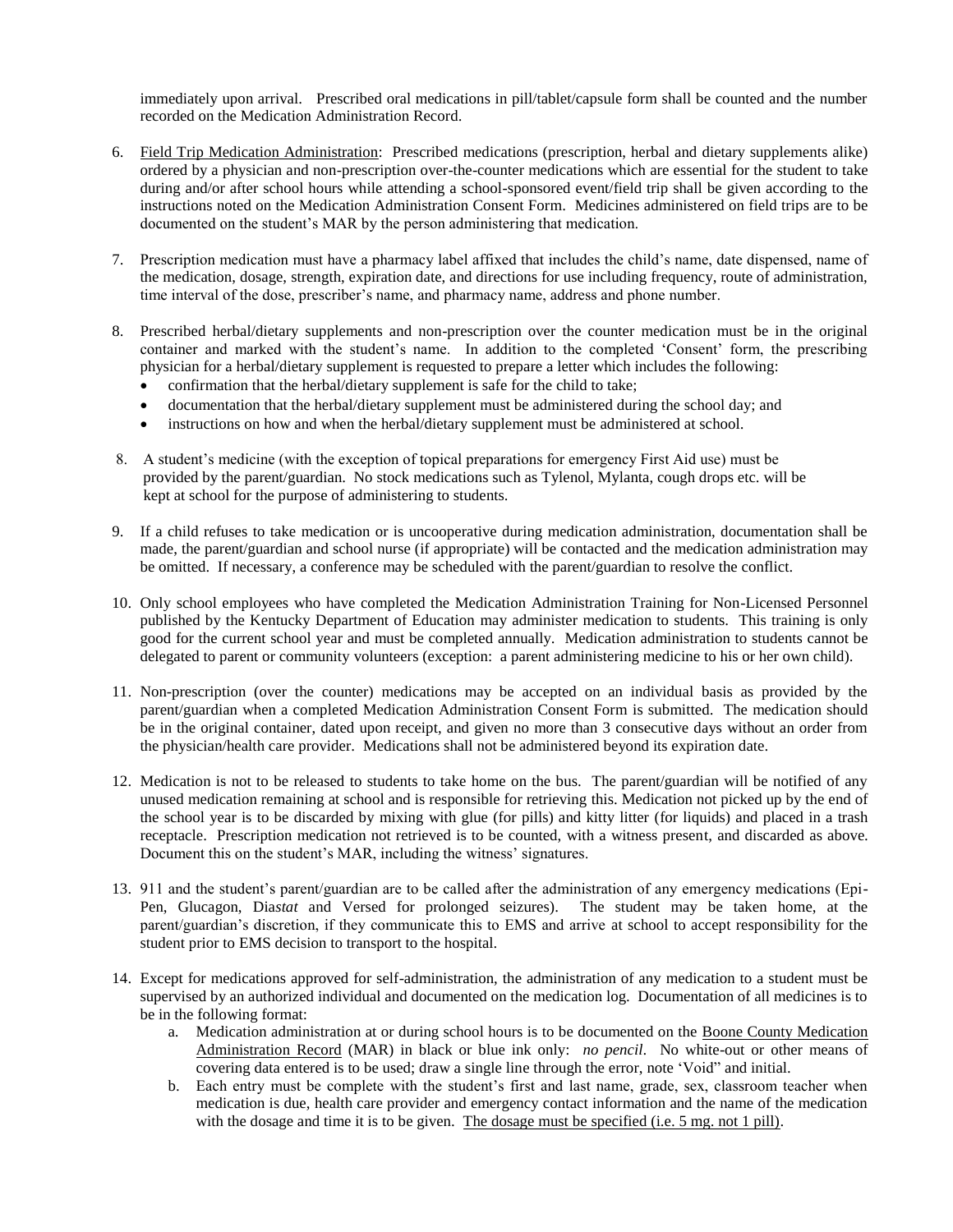immediately upon arrival. Prescribed oral medications in pill/tablet/capsule form shall be counted and the number recorded on the Medication Administration Record.

6. Field Trip Medication Administration: Prescribed medications (prescription, herbal and dietary supplements alike) ordered by a physician and non-prescription over-the-counter medications which are essential for the student to take during and/or after school hours while attending a school-sponsored event/field trip shall be given according to the instructions noted on the Medication Administration Consent Form. Medicines administered on field trips are to be documented on the student's MAR by the person administering that medication.

7. Prescription medication must have a pharmacy label affixed that includes the child's name, date dispensed, name of the medication, dosage, strength, expiration date, and directions for use including frequency, route of administration, time interval of the dose, prescriber's name, and pharmacy name, address and phone number.

8. Prescribed herbal/dietary supplements and non-prescription over the counter medication must be in the original container and marked with the student's name. In addition to the completed 'Consent' form, the prescribing physician for a herbal/dietary supplement is requested to prepare a letter which includes the following:
   - confirmation that the herbal/dietary supplement is safe for the child to take;
   - documentation that the herbal/dietary supplement must be administered during the school day; and
   - instructions on how and when the herbal/dietary supplement must be administered at school.

8. A student's medicine (with the exception of topical preparations for emergency First Aid use) must be provided by the parent/guardian. No stock medications such as Tylenol, Mylanta, cough drops etc. will be kept at school for the purpose of administering to students.

9. If a child refuses to take medication or is uncooperative during medication administration, documentation shall be made, the parent/guardian and school nurse (if appropriate) will be contacted and the medication administration may be omitted. If necessary, a conference may be scheduled with the parent/guardian to resolve the conflict.

10. Only school employees who have completed the Medication Administration Training for Non-Licensed Personnel published by the Kentucky Department of Education may administer medication to students. This training is only good for the current school year and must be completed annually. Medication administration to students cannot be delegated to parent or community volunteers (exception: a parent administering medicine to his or her own child).

11. Non-prescription (over the counter) medications may be accepted on an individual basis as provided by the parent/guardian when a completed Medication Administration Consent Form is submitted. The medication should be in the original container, dated upon receipt, and given no more than 3 consecutive days without an order from the physician/health care provider. Medications shall not be administered beyond its expiration date.

12. Medication is not to be released to students to take home on the bus. The parent/guardian will be notified of any unused medication remaining at school and is responsible for retrieving this. Medication not picked up by the end of the school year is to be discarded by mixing with glue (for pills) and kitty litter (for liquids) and placed in a trash receptacle. Prescription medication not retrieved is to be counted, with a witness present, and discarded as above. Document this on the student's MAR, including the witness' signatures.

13. 911 and the student's parent/guardian are to be called after the administration of any emergency medications (Epi-Pen, Glucagon, Dia*stat* and Versed for prolonged seizures). The student may be taken home, at the parent/guardian's discretion, if they communicate this to EMS and arrive at school to accept responsibility for the student prior to EMS decision to transport to the hospital.

14. Except for medications approved for self-administration, the administration of any medication to a student must be supervised by an authorized individual and documented on the medication log. Documentation of all medicines is to be in the following format:
    a. Medication administration at or during school hours is to be documented on the Boone County Medication Administration Record (MAR) in black or blue ink only: *no pencil*. No white-out or other means of covering data entered is to be used; draw a single line through the error, note 'Void" and initial.
    b. Each entry must be complete with the student's first and last name, grade, sex, classroom teacher when medication is due, health care provider and emergency contact information and the name of the medication with the dosage and time it is to be given. The dosage must be specified (i.e. 5 mg. not 1 pill).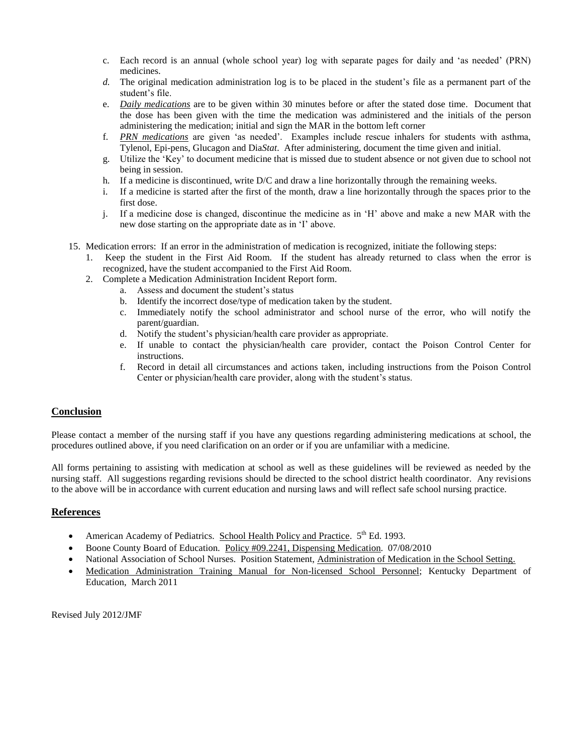c. Each record is an annual (whole school year) log with separate pages for daily and 'as needed' (PRN) medicines.

*d.* The original medication administration log is to be placed in the student's file as a permanent part of the student's file.

e. ***Daily medications*** are to be given within 30 minutes before or after the stated dose time. Document that the dose has been given with the time the medication was administered and the initials of the person administering the medication; initial and sign the MAR in the bottom left corner

f. ***PRN medications*** are given 'as needed'. Examples include rescue inhalers for students with asthma, Tylenol, Epi-pens, Glucagon and Dia*Stat*. After administering, document the time given and initial.

g. Utilize the 'Key' to document medicine that is missed due to student absence or not given due to school not being in session.

h. If a medicine is discontinued, write D/C and draw a line horizontally through the remaining weeks.

i. If a medicine is started after the first of the month, draw a line horizontally through the spaces prior to the first dose.

j. If a medicine dose is changed, discontinue the medicine as in 'H' above and make a new MAR with the new dose starting on the appropriate date as in 'I' above.

15. Medication errors: If an error in the administration of medication is recognized, initiate the following steps:
    1. Keep the student in the First Aid Room. If the student has already returned to class when the error is recognized, have the student accompanied to the First Aid Room.
    2. Complete a Medication Administration Incident Report form.
        a. Assess and document the student's status
        b. Identify the incorrect dose/type of medication taken by the student.
        c. Immediately notify the school administrator and school nurse of the error, who will notify the parent/guardian.
        d. Notify the student's physician/health care provider as appropriate.
        e. If unable to contact the physician/health care provider, contact the Poison Control Center for instructions.
        f. Record in detail all circumstances and actions taken, including instructions from the Poison Control Center or physician/health care provider, along with the student's status.

## Conclusion

Please contact a member of the nursing staff if you have any questions regarding administering medications at school, the procedures outlined above, if you need clarification on an order or if you are unfamiliar with a medicine.

All forms pertaining to assisting with medication at school as well as these guidelines will be reviewed as needed by the nursing staff. All suggestions regarding revisions should be directed to the school district health coordinator. Any revisions to the above will be in accordance with current education and nursing laws and will reflect safe school nursing practice.

## References

- American Academy of Pediatrics. School Health Policy and Practice. 5th Ed. 1993.
- Boone County Board of Education. Policy #09.2241, Dispensing Medication. 07/08/2010
- National Association of School Nurses. Position Statement, Administration of Medication in the School Setting.
- Medication Administration Training Manual for Non-licensed School Personnel; Kentucky Department of Education, March 2011

Revised July 2012/JMF